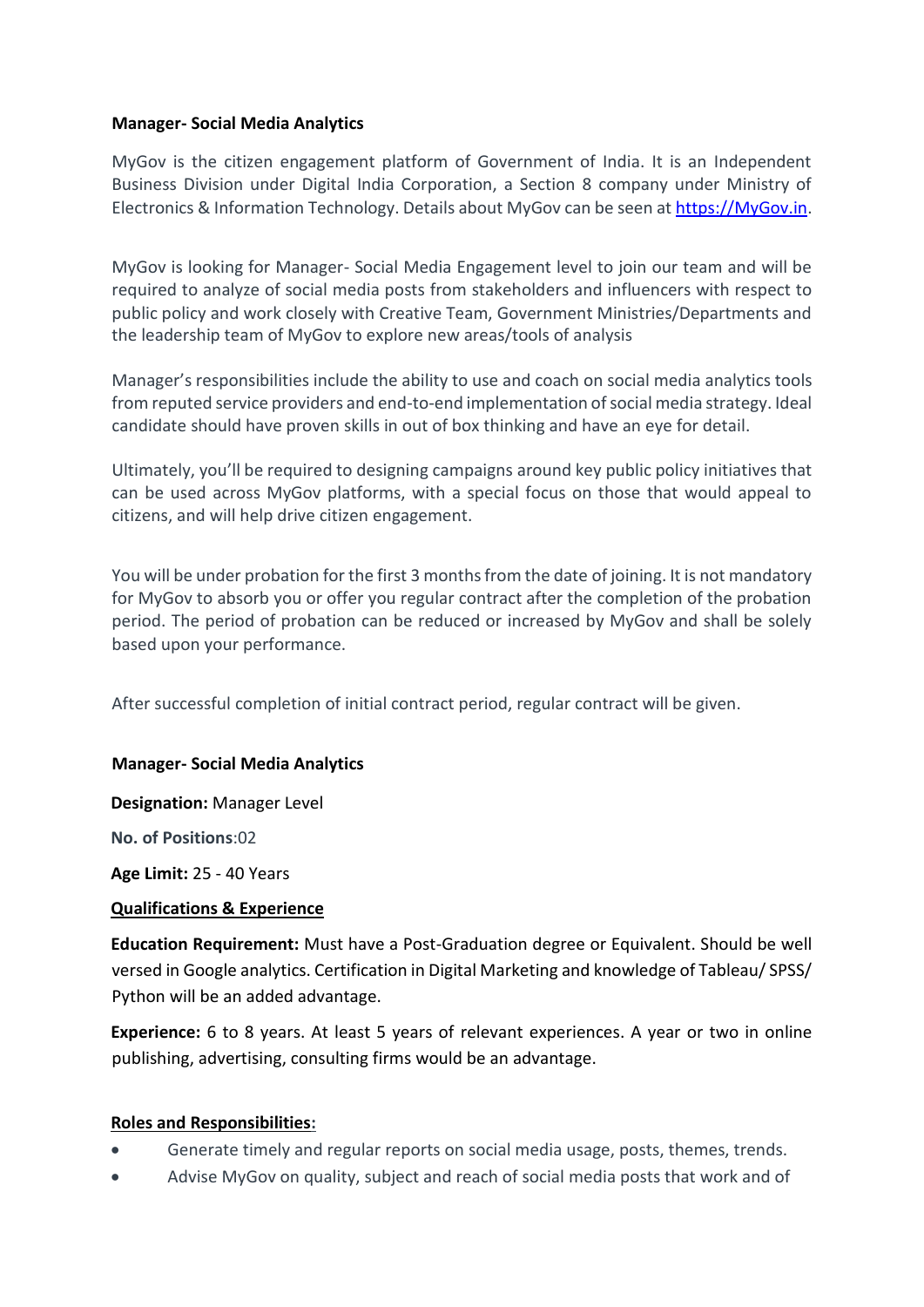**Manager- Social Media Analytics**

MyGov is the citizen engagement platform of Government of India. It is an Independent Business Division under Digital India Corporation, a Section 8 company under Ministry of Electronics & Information Technology. Details about MyGov can be seen at [https://MyGov.in](https://MyGov.in).

MyGov is looking for Manager- Social Media Engagement level to join our team and will be required to analyze of social media posts from stakeholders and influencers with respect to public policy and work closely with Creative Team, Government Ministries/Departments and the leadership team of MyGov to explore new areas/tools of analysis

Manager's responsibilities include the ability to use and coach on social media analytics tools from reputed service providers and end-to-end implementation of social media strategy. Ideal candidate should have proven skills in out of box thinking and have an eye for detail.

Ultimately, you'll be required to designing campaigns around key public policy initiatives that can be used across MyGov platforms, with a special focus on those that would appeal to citizens, and will help drive citizen engagement.

You will be under probation for the first 3 months from the date of joining. It is not mandatory for MyGov to absorb you or offer you regular contract after the completion of the probation period. The period of probation can be reduced or increased by MyGov and shall be solely based upon your performance.

After successful completion of initial contract period, regular contract will be given.

**Manager- Social Media Analytics**

**Designation:** Manager Level

**No. of Positions**:02

**Age Limit:** 25 - 40 Years

**<u>Qualifications & Experience</u>**

**Education Requirement:** Must have a Post-Graduation degree or Equivalent. Should be well versed in Google analytics. Certification in Digital Marketing and knowledge of Tableau/ SPSS/ Python will be an added advantage.

**Experience:** 6 to 8 years. At least 5 years of relevant experiences. A year or two in online publishing, advertising, consulting firms would be an advantage.

**<u>Roles and Responsibilities:</u>**

- Generate timely and regular reports on social media usage, posts, themes, trends.
- Advise MyGov on quality, subject and reach of social media posts that work and of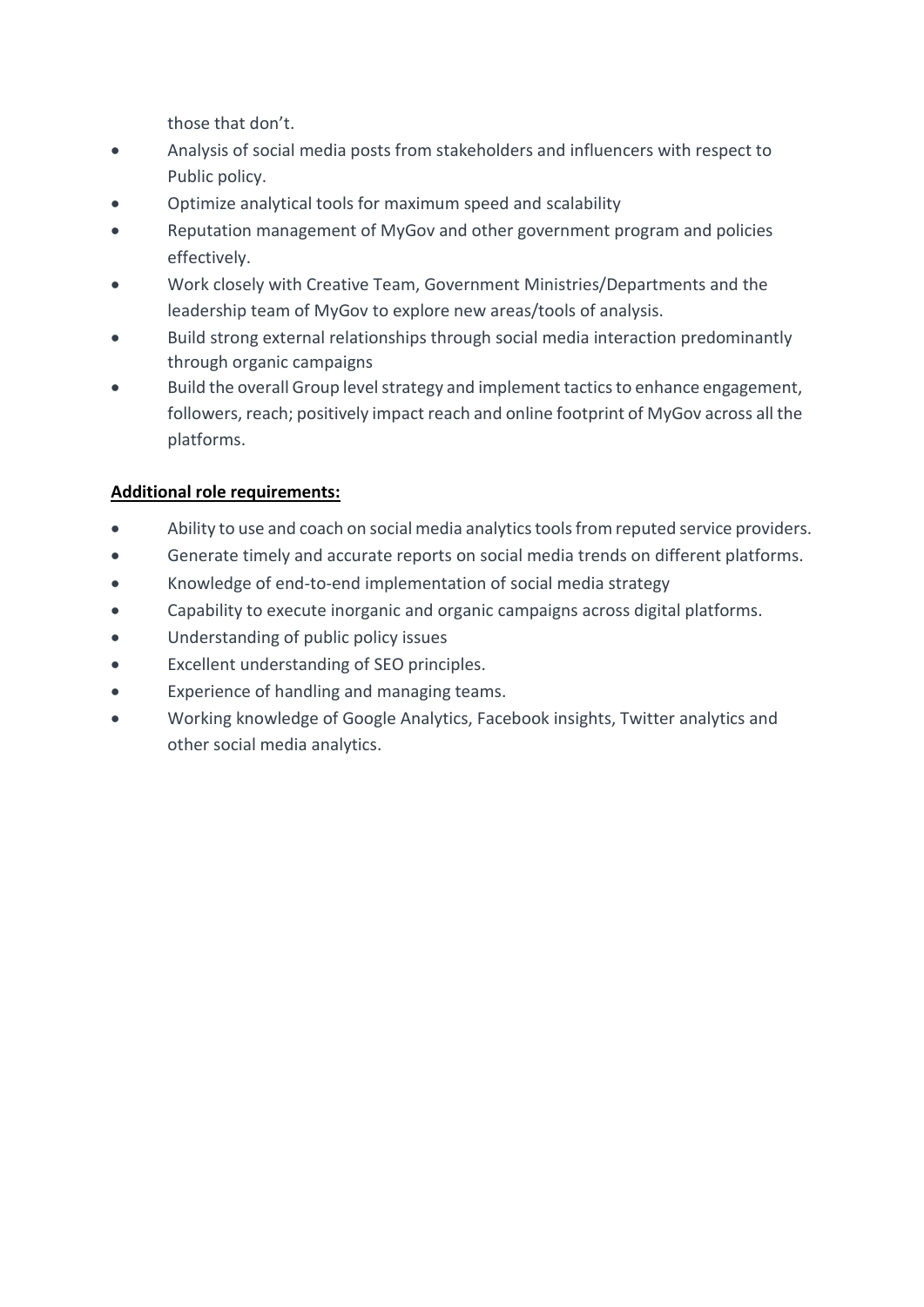those that don't.

- Analysis of social media posts from stakeholders and influencers with respect to Public policy.
- Optimize analytical tools for maximum speed and scalability
- Reputation management of MyGov and other government program and policies effectively.
- Work closely with Creative Team, Government Ministries/Departments and the leadership team of MyGov to explore new areas/tools of analysis.
- Build strong external relationships through social media interaction predominantly through organic campaigns
- Build the overall Group level strategy and implement tactics to enhance engagement, followers, reach; positively impact reach and online footprint of MyGov across all the platforms.

**Additional role requirements:**

- Ability to use and coach on social media analytics tools from reputed service providers.
- Generate timely and accurate reports on social media trends on different platforms.
- Knowledge of end-to-end implementation of social media strategy
- Capability to execute inorganic and organic campaigns across digital platforms.
- Understanding of public policy issues
- Excellent understanding of SEO principles.
- Experience of handling and managing teams.
- Working knowledge of Google Analytics, Facebook insights, Twitter analytics and other social media analytics.